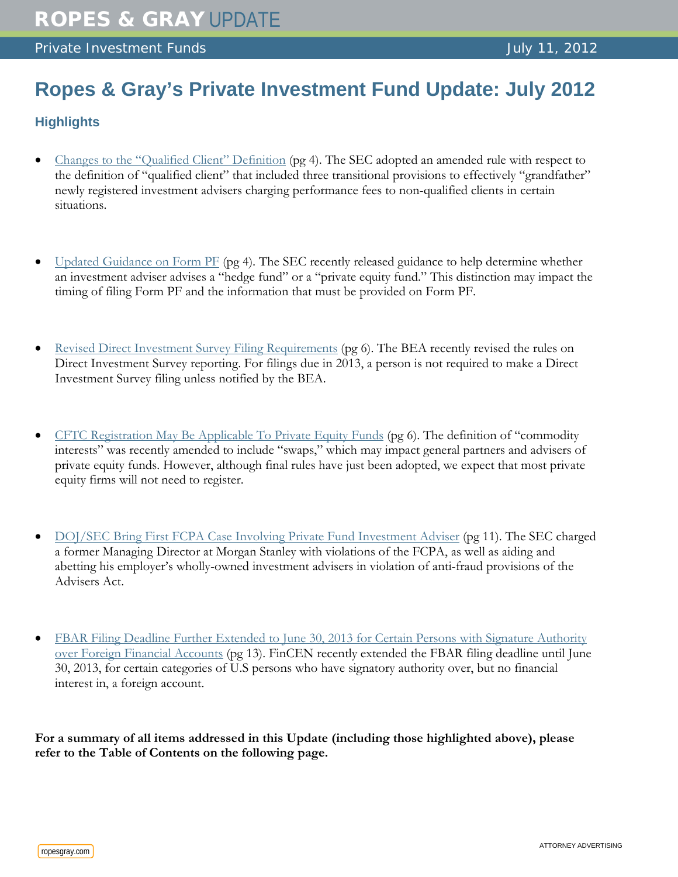# Ropes & Gray's Private Investment Fund Update: July 2012

## Highlights

- Changes to the "Qualified Client" Definition (pg 4). The SEC adopted an amended rule with respect to the definition of "qualified client" that included three transitional provisions to effectively "grandfather" newly registered investment advisers charging performance fees to non-qualified clients in certain situations.

- Updated Guidance on Form PF (pg 4). The SEC recently released guidance to help determine whether an investment adviser advises a "hedge fund" or a "private equity fund." This distinction may impact the timing of filing Form PF and the information that must be provided on Form PF.

- Revised Direct Investment Survey Filing Requirements (pg 6). The BEA recently revised the rules on Direct Investment Survey reporting. For filings due in 2013, a person is not required to make a Direct Investment Survey filing unless notified by the BEA.

- CFTC Registration May Be Applicable To Private Equity Funds (pg 6). The definition of "commodity interests" was recently amended to include "swaps," which may impact general partners and advisers of private equity funds. However, although final rules have just been adopted, we expect that most private equity firms will not need to register.

- DOJ/SEC Bring First FCPA Case Involving Private Fund Investment Adviser (pg 11). The SEC charged a former Managing Director at Morgan Stanley with violations of the FCPA, as well as aiding and abetting his employer's wholly-owned investment advisers in violation of anti-fraud provisions of the Advisers Act.

- FBAR Filing Deadline Further Extended to June 30, 2013 for Certain Persons with Signature Authority over Foreign Financial Accounts (pg 13). FinCEN recently extended the FBAR filing deadline until June 30, 2013, for certain categories of U.S persons who have signatory authority over, but no financial interest in, a foreign account.

**For a summary of all items addressed in this Update (including those highlighted above), please refer to the Table of Contents on the following page.**

ATTORNEY ADVERTISING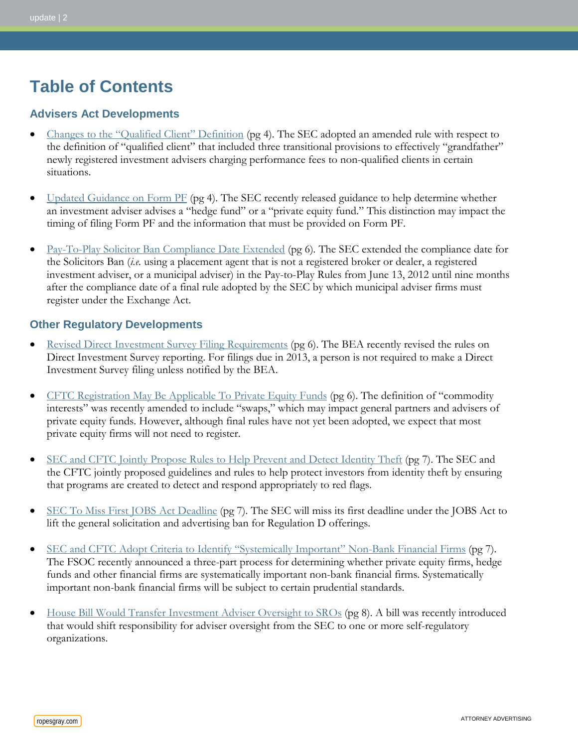# Table of Contents

## Advisers Act Developments

- Changes to the "Qualified Client" Definition (pg 4). The SEC adopted an amended rule with respect to the definition of "qualified client" that included three transitional provisions to effectively "grandfather" newly registered investment advisers charging performance fees to non-qualified clients in certain situations.

- Updated Guidance on Form PF (pg 4). The SEC recently released guidance to help determine whether an investment adviser advises a "hedge fund" or a "private equity fund." This distinction may impact the timing of filing Form PF and the information that must be provided on Form PF.

- Pay-To-Play Solicitor Ban Compliance Date Extended (pg 6). The SEC extended the compliance date for the Solicitors Ban (*i.e.* using a placement agent that is not a registered broker or dealer, a registered investment adviser, or a municipal adviser) in the Pay-to-Play Rules from June 13, 2012 until nine months after the compliance date of a final rule adopted by the SEC by which municipal adviser firms must register under the Exchange Act.

## Other Regulatory Developments

- Revised Direct Investment Survey Filing Requirements (pg 6). The BEA recently revised the rules on Direct Investment Survey reporting. For filings due in 2013, a person is not required to make a Direct Investment Survey filing unless notified by the BEA.

- CFTC Registration May Be Applicable To Private Equity Funds (pg 6). The definition of "commodity interests" was recently amended to include "swaps," which may impact general partners and advisers of private equity funds. However, although final rules have not yet been adopted, we expect that most private equity firms will not need to register.

- SEC and CFTC Jointly Propose Rules to Help Prevent and Detect Identity Theft (pg 7). The SEC and the CFTC jointly proposed guidelines and rules to help protect investors from identity theft by ensuring that programs are created to detect and respond appropriately to red flags.

- SEC To Miss First JOBS Act Deadline (pg 7). The SEC will miss its first deadline under the JOBS Act to lift the general solicitation and advertising ban for Regulation D offerings.

- SEC and CFTC Adopt Criteria to Identify "Systemically Important" Non-Bank Financial Firms (pg 7). The FSOC recently announced a three-part process for determining whether private equity firms, hedge funds and other financial firms are systematically important non-bank financial firms. Systematically important non-bank financial firms will be subject to certain prudential standards.

- House Bill Would Transfer Investment Adviser Oversight to SROs (pg 8). A bill was recently introduced that would shift responsibility for adviser oversight from the SEC to one or more self-regulatory organizations.

ropesgray.com

ATTORNEY ADVERTISING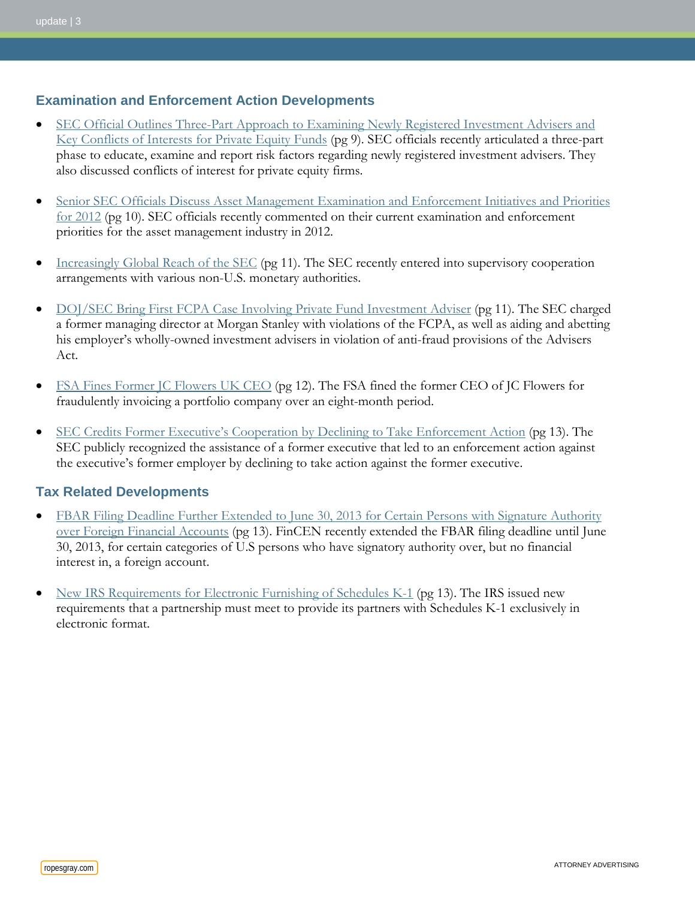## Examination and Enforcement Action Developments

- SEC Official Outlines Three-Part Approach to Examining Newly Registered Investment Advisers and Key Conflicts of Interests for Private Equity Funds (pg 9). SEC officials recently articulated a three-part phase to educate, examine and report risk factors regarding newly registered investment advisers. They also discussed conflicts of interest for private equity firms.

- Senior SEC Officials Discuss Asset Management Examination and Enforcement Initiatives and Priorities for 2012 (pg 10). SEC officials recently commented on their current examination and enforcement priorities for the asset management industry in 2012.

- Increasingly Global Reach of the SEC (pg 11). The SEC recently entered into supervisory cooperation arrangements with various non-U.S. monetary authorities.

- DOJ/SEC Bring First FCPA Case Involving Private Fund Investment Adviser (pg 11). The SEC charged a former managing director at Morgan Stanley with violations of the FCPA, as well as aiding and abetting his employer's wholly-owned investment advisers in violation of anti-fraud provisions of the Advisers Act.

- FSA Fines Former JC Flowers UK CEO (pg 12). The FSA fined the former CEO of JC Flowers for fraudulently invoicing a portfolio company over an eight-month period.

- SEC Credits Former Executive's Cooperation by Declining to Take Enforcement Action (pg 13). The SEC publicly recognized the assistance of a former executive that led to an enforcement action against the executive's former employer by declining to take action against the former executive.

## Tax Related Developments

- FBAR Filing Deadline Further Extended to June 30, 2013 for Certain Persons with Signature Authority over Foreign Financial Accounts (pg 13). FinCEN recently extended the FBAR filing deadline until June 30, 2013, for certain categories of U.S persons who have signatory authority over, but no financial interest in, a foreign account.

- New IRS Requirements for Electronic Furnishing of Schedules K-1 (pg 13). The IRS issued new requirements that a partnership must meet to provide its partners with Schedules K-1 exclusively in electronic format.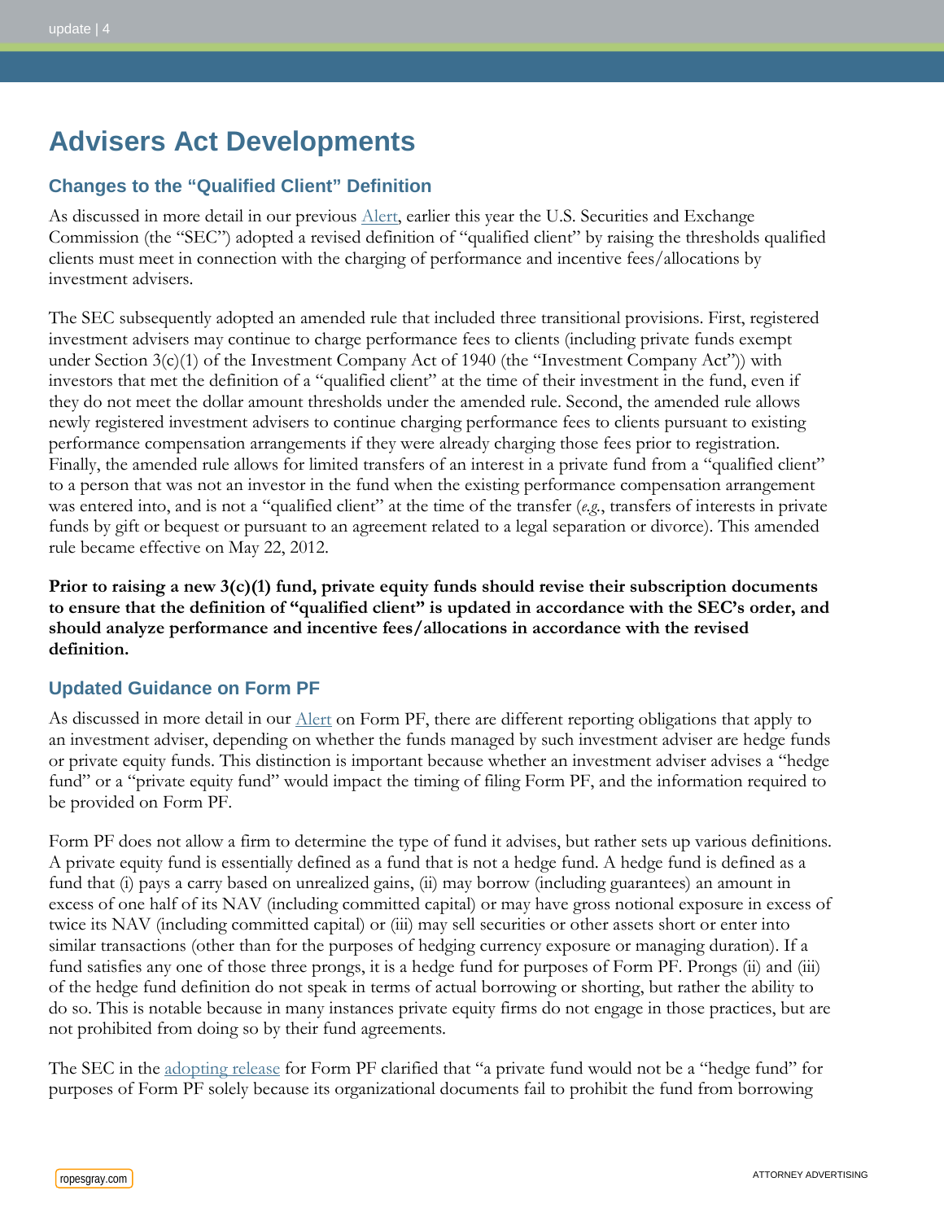# Advisers Act Developments

## Changes to the "Qualified Client" Definition

As discussed in more detail in our previous Alert, earlier this year the U.S. Securities and Exchange Commission (the "SEC") adopted a revised definition of "qualified client" by raising the thresholds qualified clients must meet in connection with the charging of performance and incentive fees/allocations by investment advisers.

The SEC subsequently adopted an amended rule that included three transitional provisions. First, registered investment advisers may continue to charge performance fees to clients (including private funds exempt under Section 3(c)(1) of the Investment Company Act of 1940 (the "Investment Company Act")) with investors that met the definition of a "qualified client" at the time of their investment in the fund, even if they do not meet the dollar amount thresholds under the amended rule. Second, the amended rule allows newly registered investment advisers to continue charging performance fees to clients pursuant to existing performance compensation arrangements if they were already charging those fees prior to registration. Finally, the amended rule allows for limited transfers of an interest in a private fund from a "qualified client" to a person that was not an investor in the fund when the existing performance compensation arrangement was entered into, and is not a "qualified client" at the time of the transfer (*e.g.*, transfers of interests in private funds by gift or bequest or pursuant to an agreement related to a legal separation or divorce). This amended rule became effective on May 22, 2012.

**Prior to raising a new 3(c)(1) fund, private equity funds should revise their subscription documents to ensure that the definition of "qualified client" is updated in accordance with the SEC's order, and should analyze performance and incentive fees/allocations in accordance with the revised definition.**

## Updated Guidance on Form PF

As discussed in more detail in our Alert on Form PF, there are different reporting obligations that apply to an investment adviser, depending on whether the funds managed by such investment adviser are hedge funds or private equity funds. This distinction is important because whether an investment adviser advises a "hedge fund" or a "private equity fund" would impact the timing of filing Form PF, and the information required to be provided on Form PF.

Form PF does not allow a firm to determine the type of fund it advises, but rather sets up various definitions. A private equity fund is essentially defined as a fund that is not a hedge fund. A hedge fund is defined as a fund that (i) pays a carry based on unrealized gains, (ii) may borrow (including guarantees) an amount in excess of one half of its NAV (including committed capital) or may have gross notional exposure in excess of twice its NAV (including committed capital) or (iii) may sell securities or other assets short or enter into similar transactions (other than for the purposes of hedging currency exposure or managing duration). If a fund satisfies any one of those three prongs, it is a hedge fund for purposes of Form PF. Prongs (ii) and (iii) of the hedge fund definition do not speak in terms of actual borrowing or shorting, but rather the ability to do so. This is notable because in many instances private equity firms do not engage in those practices, but are not prohibited from doing so by their fund agreements.

The SEC in the adopting release for Form PF clarified that "a private fund would not be a "hedge fund" for purposes of Form PF solely because its organizational documents fail to prohibit the fund from borrowing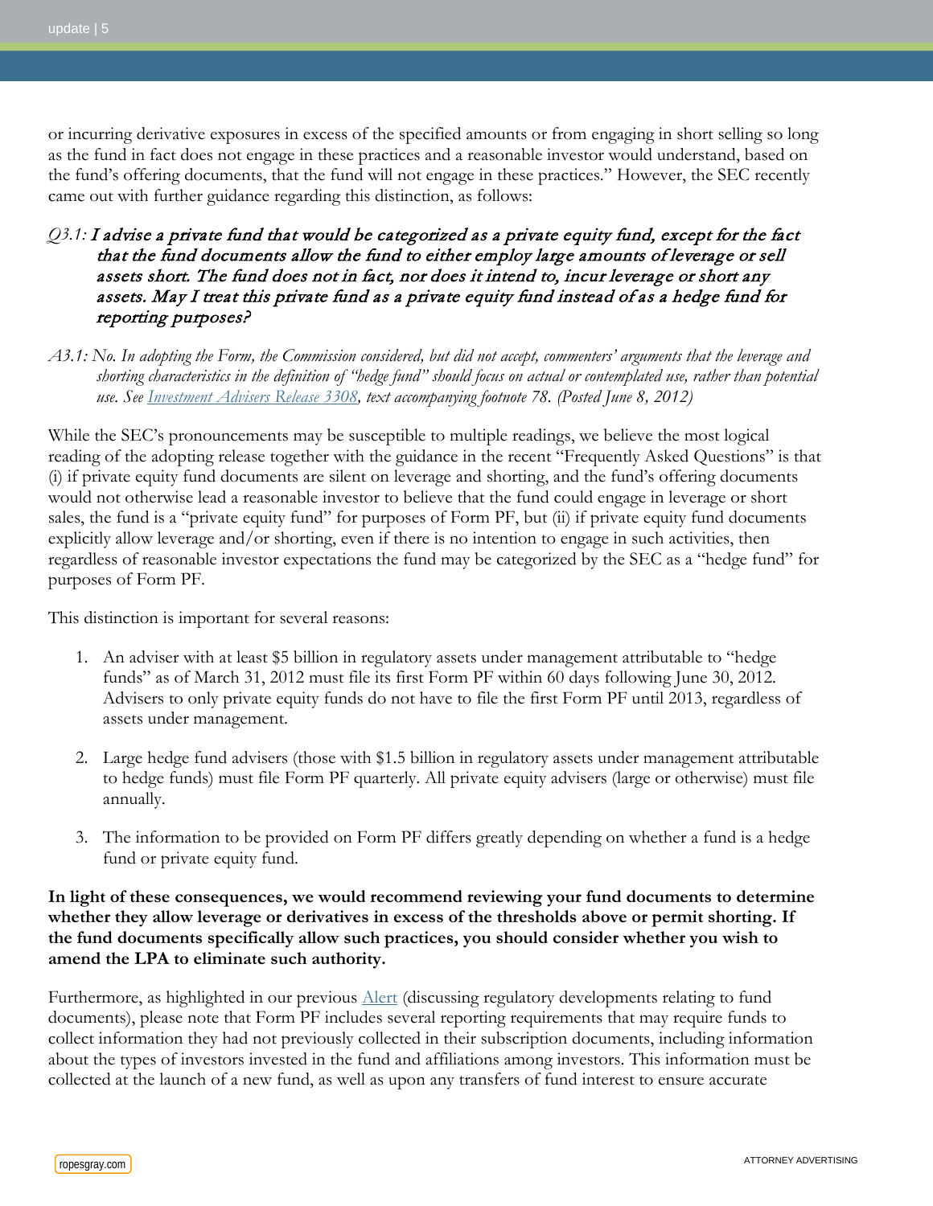or incurring derivative exposures in excess of the specified amounts or from engaging in short selling so long as the fund in fact does not engage in these practices and a reasonable investor would understand, based on the fund's offering documents, that the fund will not engage in these practices." However, the SEC recently came out with further guidance regarding this distinction, as follows:

*Q3.1:* ***I advise a private fund that would be categorized as a private equity fund, except for the fact that the fund documents allow the fund to either employ large amounts of leverage or sell assets short. The fund does not in fact, nor does it intend to, incur leverage or short any assets. May I treat this private fund as a private equity fund instead of as a hedge fund for reporting purposes?***

*A3.1: No. In adopting the Form, the Commission considered, but did not accept, commenters' arguments that the leverage and shorting characteristics in the definition of "hedge fund" should focus on actual or contemplated use, rather than potential use. See [Investment Advisers Release 3308](), text accompanying footnote 78. (Posted June 8, 2012)*

While the SEC's pronouncements may be susceptible to multiple readings, we believe the most logical reading of the adopting release together with the guidance in the recent "Frequently Asked Questions" is that (i) if private equity fund documents are silent on leverage and shorting, and the fund's offering documents would not otherwise lead a reasonable investor to believe that the fund could engage in leverage or short sales, the fund is a "private equity fund" for purposes of Form PF, but (ii) if private equity fund documents explicitly allow leverage and/or shorting, even if there is no intention to engage in such activities, then regardless of reasonable investor expectations the fund may be categorized by the SEC as a "hedge fund" for purposes of Form PF.

This distinction is important for several reasons:

1. An adviser with at least $5 billion in regulatory assets under management attributable to "hedge funds" as of March 31, 2012 must file its first Form PF within 60 days following June 30, 2012. Advisers to only private equity funds do not have to file the first Form PF until 2013, regardless of assets under management.
2. Large hedge fund advisers (those with $1.5 billion in regulatory assets under management attributable to hedge funds) must file Form PF quarterly. All private equity advisers (large or otherwise) must file annually.
3. The information to be provided on Form PF differs greatly depending on whether a fund is a hedge fund or private equity fund.

**In light of these consequences, we would recommend reviewing your fund documents to determine whether they allow leverage or derivatives in excess of the thresholds above or permit shorting. If the fund documents specifically allow such practices, you should consider whether you wish to amend the LPA to eliminate such authority.**

Furthermore, as highlighted in our previous [Alert]() (discussing regulatory developments relating to fund documents), please note that Form PF includes several reporting requirements that may require funds to collect information they had not previously collected in their subscription documents, including information about the types of investors invested in the fund and affiliations among investors. This information must be collected at the launch of a new fund, as well as upon any transfers of fund interest to ensure accurate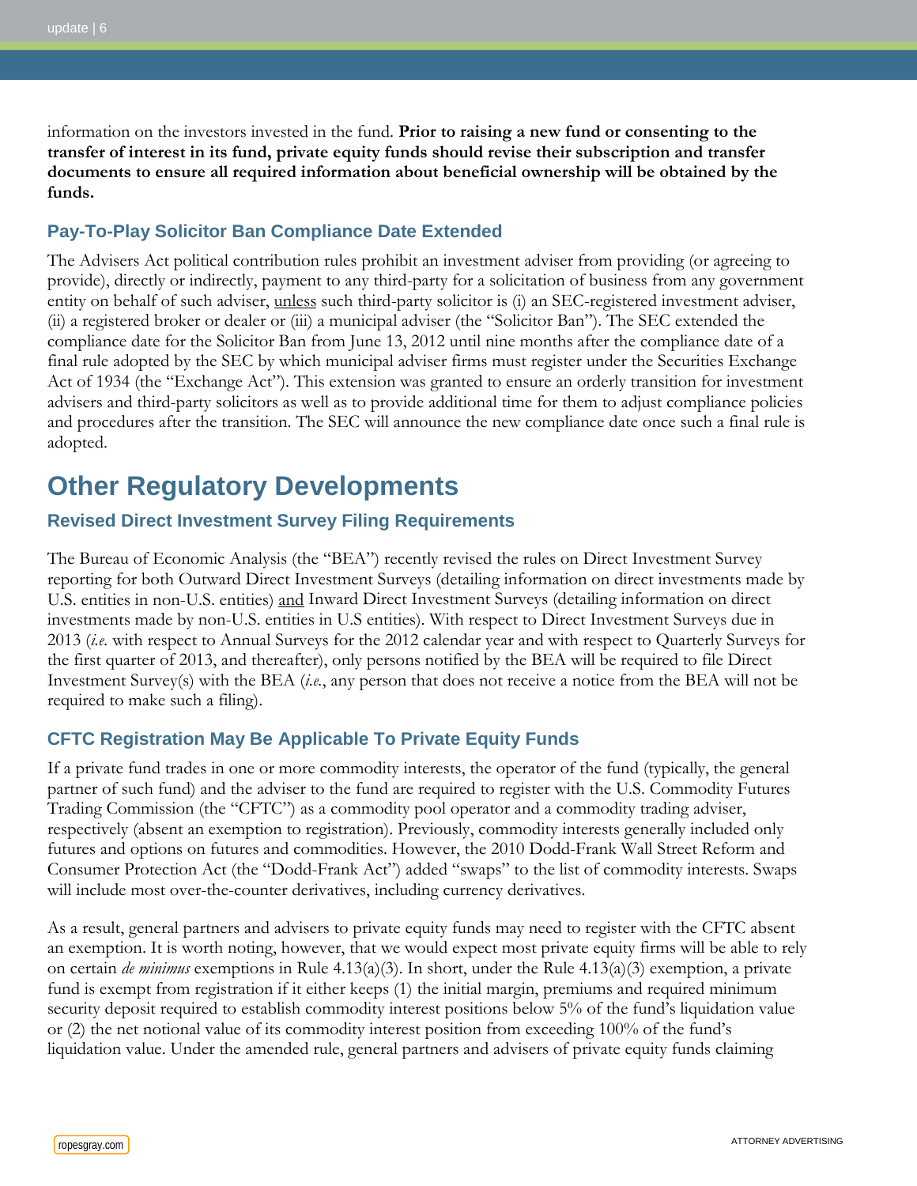information on the investors invested in the fund. **Prior to raising a new fund or consenting to the transfer of interest in its fund, private equity funds should revise their subscription and transfer documents to ensure all required information about beneficial ownership will be obtained by the funds.**

### Pay-To-Play Solicitor Ban Compliance Date Extended

The Advisers Act political contribution rules prohibit an investment adviser from providing (or agreeing to provide), directly or indirectly, payment to any third-party for a solicitation of business from any government entity on behalf of such adviser, unless such third-party solicitor is (i) an SEC-registered investment adviser, (ii) a registered broker or dealer or (iii) a municipal adviser (the "Solicitor Ban"). The SEC extended the compliance date for the Solicitor Ban from June 13, 2012 until nine months after the compliance date of a final rule adopted by the SEC by which municipal adviser firms must register under the Securities Exchange Act of 1934 (the "Exchange Act"). This extension was granted to ensure an orderly transition for investment advisers and third-party solicitors as well as to provide additional time for them to adjust compliance policies and procedures after the transition. The SEC will announce the new compliance date once such a final rule is adopted.

## Other Regulatory Developments

### Revised Direct Investment Survey Filing Requirements

The Bureau of Economic Analysis (the "BEA") recently revised the rules on Direct Investment Survey reporting for both Outward Direct Investment Surveys (detailing information on direct investments made by U.S. entities in non-U.S. entities) and Inward Direct Investment Surveys (detailing information on direct investments made by non-U.S. entities in U.S entities). With respect to Direct Investment Surveys due in 2013 (*i.e.* with respect to Annual Surveys for the 2012 calendar year and with respect to Quarterly Surveys for the first quarter of 2013, and thereafter), only persons notified by the BEA will be required to file Direct Investment Survey(s) with the BEA (*i.e.*, any person that does not receive a notice from the BEA will not be required to make such a filing).

### CFTC Registration May Be Applicable To Private Equity Funds

If a private fund trades in one or more commodity interests, the operator of the fund (typically, the general partner of such fund) and the adviser to the fund are required to register with the U.S. Commodity Futures Trading Commission (the "CFTC") as a commodity pool operator and a commodity trading adviser, respectively (absent an exemption to registration). Previously, commodity interests generally included only futures and options on futures and commodities. However, the 2010 Dodd-Frank Wall Street Reform and Consumer Protection Act (the "Dodd-Frank Act") added "swaps" to the list of commodity interests. Swaps will include most over-the-counter derivatives, including currency derivatives.

As a result, general partners and advisers to private equity funds may need to register with the CFTC absent an exemption. It is worth noting, however, that we would expect most private equity firms will be able to rely on certain *de minimus* exemptions in Rule 4.13(a)(3). In short, under the Rule 4.13(a)(3) exemption, a private fund is exempt from registration if it either keeps (1) the initial margin, premiums and required minimum security deposit required to establish commodity interest positions below 5% of the fund's liquidation value or (2) the net notional value of its commodity interest position from exceeding 100% of the fund's liquidation value. Under the amended rule, general partners and advisers of private equity funds claiming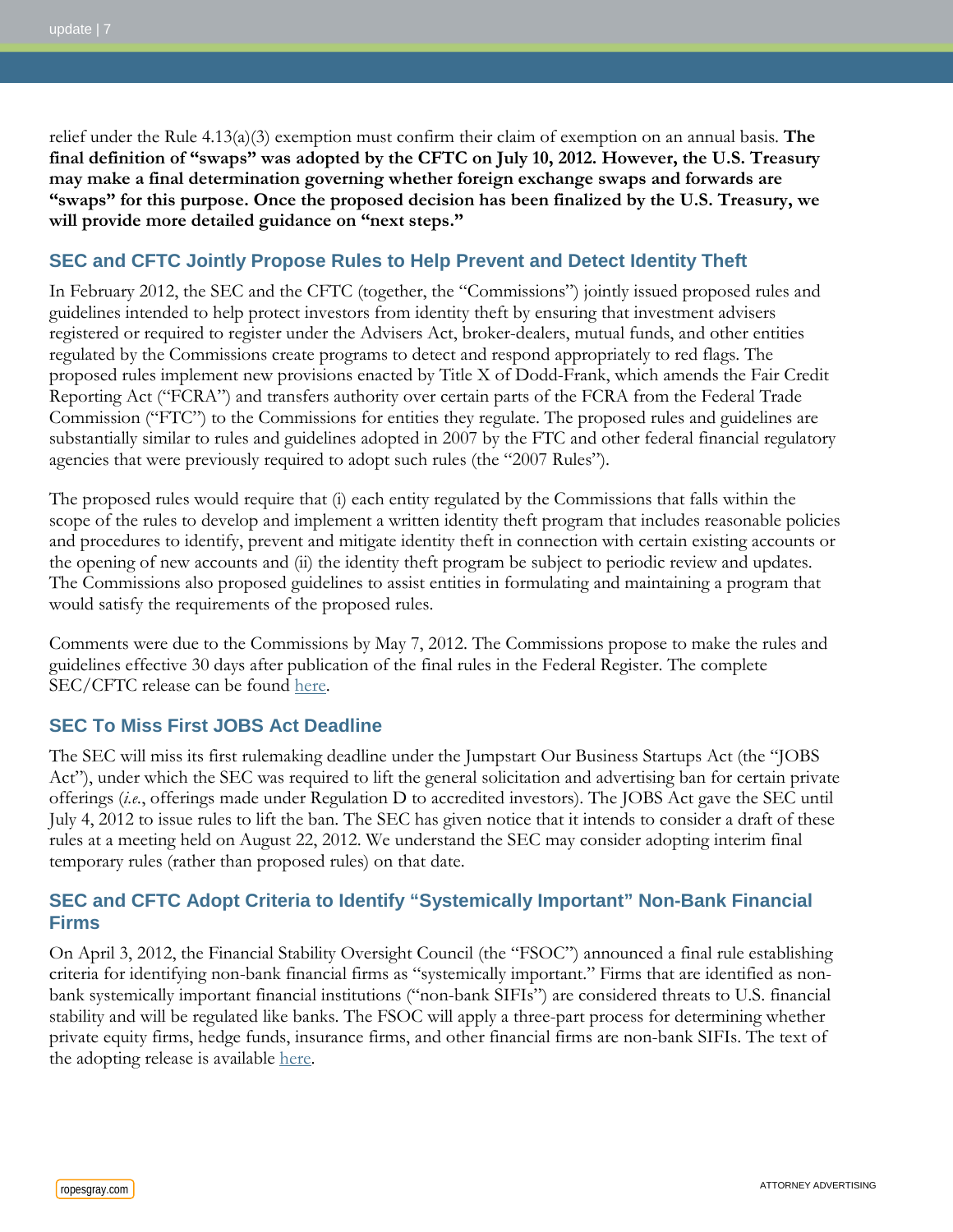relief under the Rule 4.13(a)(3) exemption must confirm their claim of exemption on an annual basis. **The final definition of "swaps" was adopted by the CFTC on July 10, 2012. However, the U.S. Treasury may make a final determination governing whether foreign exchange swaps and forwards are "swaps" for this purpose. Once the proposed decision has been finalized by the U.S. Treasury, we will provide more detailed guidance on "next steps."**

## SEC and CFTC Jointly Propose Rules to Help Prevent and Detect Identity Theft

In February 2012, the SEC and the CFTC (together, the "Commissions") jointly issued proposed rules and guidelines intended to help protect investors from identity theft by ensuring that investment advisers registered or required to register under the Advisers Act, broker-dealers, mutual funds, and other entities regulated by the Commissions create programs to detect and respond appropriately to red flags. The proposed rules implement new provisions enacted by Title X of Dodd-Frank, which amends the Fair Credit Reporting Act ("FCRA") and transfers authority over certain parts of the FCRA from the Federal Trade Commission ("FTC") to the Commissions for entities they regulate. The proposed rules and guidelines are substantially similar to rules and guidelines adopted in 2007 by the FTC and other federal financial regulatory agencies that were previously required to adopt such rules (the "2007 Rules").

The proposed rules would require that (i) each entity regulated by the Commissions that falls within the scope of the rules to develop and implement a written identity theft program that includes reasonable policies and procedures to identify, prevent and mitigate identity theft in connection with certain existing accounts or the opening of new accounts and (ii) the identity theft program be subject to periodic review and updates. The Commissions also proposed guidelines to assist entities in formulating and maintaining a program that would satisfy the requirements of the proposed rules.

Comments were due to the Commissions by May 7, 2012. The Commissions propose to make the rules and guidelines effective 30 days after publication of the final rules in the Federal Register. The complete SEC/CFTC release can be found here.

## SEC To Miss First JOBS Act Deadline

The SEC will miss its first rulemaking deadline under the Jumpstart Our Business Startups Act (the "JOBS Act"), under which the SEC was required to lift the general solicitation and advertising ban for certain private offerings (*i.e.*, offerings made under Regulation D to accredited investors). The JOBS Act gave the SEC until July 4, 2012 to issue rules to lift the ban. The SEC has given notice that it intends to consider a draft of these rules at a meeting held on August 22, 2012. We understand the SEC may consider adopting interim final temporary rules (rather than proposed rules) on that date.

## SEC and CFTC Adopt Criteria to Identify "Systemically Important" Non-Bank Financial Firms

On April 3, 2012, the Financial Stability Oversight Council (the "FSOC") announced a final rule establishing criteria for identifying non-bank financial firms as "systemically important." Firms that are identified as non-bank systemically important financial institutions ("non-bank SIFIs") are considered threats to U.S. financial stability and will be regulated like banks. The FSOC will apply a three-part process for determining whether private equity firms, hedge funds, insurance firms, and other financial firms are non-bank SIFIs. The text of the adopting release is available here.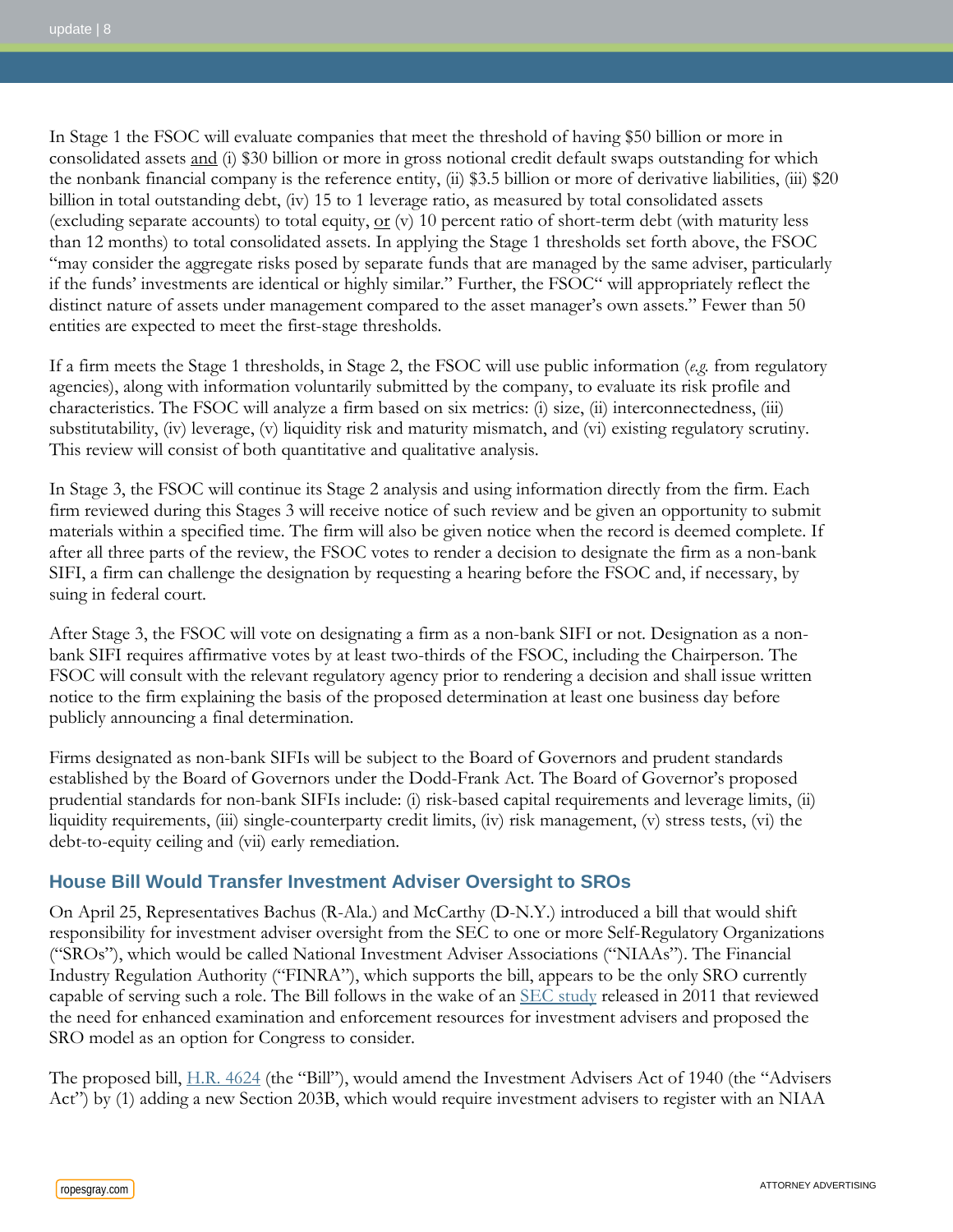In Stage 1 the FSOC will evaluate companies that meet the threshold of having $50 billion or more in consolidated assets <u>and</u> (i) $30 billion or more in gross notional credit default swaps outstanding for which the nonbank financial company is the reference entity, (ii) $3.5 billion or more of derivative liabilities, (iii) $20 billion in total outstanding debt, (iv) 15 to 1 leverage ratio, as measured by total consolidated assets (excluding separate accounts) to total equity, <u>or</u> (v) 10 percent ratio of short-term debt (with maturity less than 12 months) to total consolidated assets. In applying the Stage 1 thresholds set forth above, the FSOC "may consider the aggregate risks posed by separate funds that are managed by the same adviser, particularly if the funds' investments are identical or highly similar." Further, the FSOC" will appropriately reflect the distinct nature of assets under management compared to the asset manager's own assets." Fewer than 50 entities are expected to meet the first-stage thresholds.

If a firm meets the Stage 1 thresholds, in Stage 2, the FSOC will use public information (*e.g.* from regulatory agencies), along with information voluntarily submitted by the company, to evaluate its risk profile and characteristics. The FSOC will analyze a firm based on six metrics: (i) size, (ii) interconnectedness, (iii) substitutability, (iv) leverage, (v) liquidity risk and maturity mismatch, and (vi) existing regulatory scrutiny. This review will consist of both quantitative and qualitative analysis.

In Stage 3, the FSOC will continue its Stage 2 analysis and using information directly from the firm. Each firm reviewed during this Stages 3 will receive notice of such review and be given an opportunity to submit materials within a specified time. The firm will also be given notice when the record is deemed complete. If after all three parts of the review, the FSOC votes to render a decision to designate the firm as a non-bank SIFI, a firm can challenge the designation by requesting a hearing before the FSOC and, if necessary, by suing in federal court.

After Stage 3, the FSOC will vote on designating a firm as a non-bank SIFI or not. Designation as a non-bank SIFI requires affirmative votes by at least two-thirds of the FSOC, including the Chairperson. The FSOC will consult with the relevant regulatory agency prior to rendering a decision and shall issue written notice to the firm explaining the basis of the proposed determination at least one business day before publicly announcing a final determination.

Firms designated as non-bank SIFIs will be subject to the Board of Governors and prudent standards established by the Board of Governors under the Dodd-Frank Act. The Board of Governor's proposed prudential standards for non-bank SIFIs include: (i) risk-based capital requirements and leverage limits, (ii) liquidity requirements, (iii) single-counterparty credit limits, (iv) risk management, (v) stress tests, (vi) the debt-to-equity ceiling and (vii) early remediation.

### House Bill Would Transfer Investment Adviser Oversight to SROs

On April 25, Representatives Bachus (R-Ala.) and McCarthy (D-N.Y.) introduced a bill that would shift responsibility for investment adviser oversight from the SEC to one or more Self-Regulatory Organizations ("SROs"), which would be called National Investment Adviser Associations ("NIAAs"). The Financial Industry Regulation Authority ("FINRA"), which supports the bill, appears to be the only SRO currently capable of serving such a role. The Bill follows in the wake of an SEC study released in 2011 that reviewed the need for enhanced examination and enforcement resources for investment advisers and proposed the SRO model as an option for Congress to consider.

The proposed bill, H.R. 4624 (the "Bill"), would amend the Investment Advisers Act of 1940 (the "Advisers Act") by (1) adding a new Section 203B, which would require investment advisers to register with an NIAA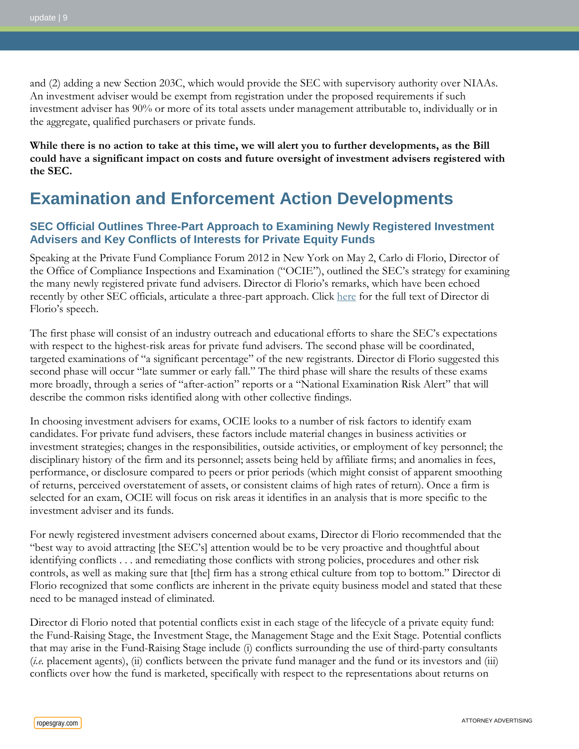and (2) adding a new Section 203C, which would provide the SEC with supervisory authority over NIAAs. An investment adviser would be exempt from registration under the proposed requirements if such investment adviser has 90% or more of its total assets under management attributable to, individually or in the aggregate, qualified purchasers or private funds.

**While there is no action to take at this time, we will alert you to further developments, as the Bill could have a significant impact on costs and future oversight of investment advisers registered with the SEC.**

## Examination and Enforcement Action Developments

### SEC Official Outlines Three-Part Approach to Examining Newly Registered Investment Advisers and Key Conflicts of Interests for Private Equity Funds

Speaking at the Private Fund Compliance Forum 2012 in New York on May 2, Carlo di Florio, Director of the Office of Compliance Inspections and Examination ("OCIE"), outlined the SEC's strategy for examining the many newly registered private fund advisers. Director di Florio's remarks, which have been echoed recently by other SEC officials, articulate a three-part approach. Click here for the full text of Director di Florio's speech.

The first phase will consist of an industry outreach and educational efforts to share the SEC's expectations with respect to the highest-risk areas for private fund advisers. The second phase will be coordinated, targeted examinations of "a significant percentage" of the new registrants. Director di Florio suggested this second phase will occur "late summer or early fall." The third phase will share the results of these exams more broadly, through a series of "after-action" reports or a "National Examination Risk Alert" that will describe the common risks identified along with other collective findings.

In choosing investment advisers for exams, OCIE looks to a number of risk factors to identify exam candidates. For private fund advisers, these factors include material changes in business activities or investment strategies; changes in the responsibilities, outside activities, or employment of key personnel; the disciplinary history of the firm and its personnel; assets being held by affiliate firms; and anomalies in fees, performance, or disclosure compared to peers or prior periods (which might consist of apparent smoothing of returns, perceived overstatement of assets, or consistent claims of high rates of return). Once a firm is selected for an exam, OCIE will focus on risk areas it identifies in an analysis that is more specific to the investment adviser and its funds.

For newly registered investment advisers concerned about exams, Director di Florio recommended that the "best way to avoid attracting [the SEC's] attention would be to be very proactive and thoughtful about identifying conflicts . . . and remediating those conflicts with strong policies, procedures and other risk controls, as well as making sure that [the] firm has a strong ethical culture from top to bottom." Director di Florio recognized that some conflicts are inherent in the private equity business model and stated that these need to be managed instead of eliminated.

Director di Florio noted that potential conflicts exist in each stage of the lifecycle of a private equity fund: the Fund-Raising Stage, the Investment Stage, the Management Stage and the Exit Stage. Potential conflicts that may arise in the Fund-Raising Stage include (i) conflicts surrounding the use of third-party consultants (*i.e.* placement agents), (ii) conflicts between the private fund manager and the fund or its investors and (iii) conflicts over how the fund is marketed, specifically with respect to the representations about returns on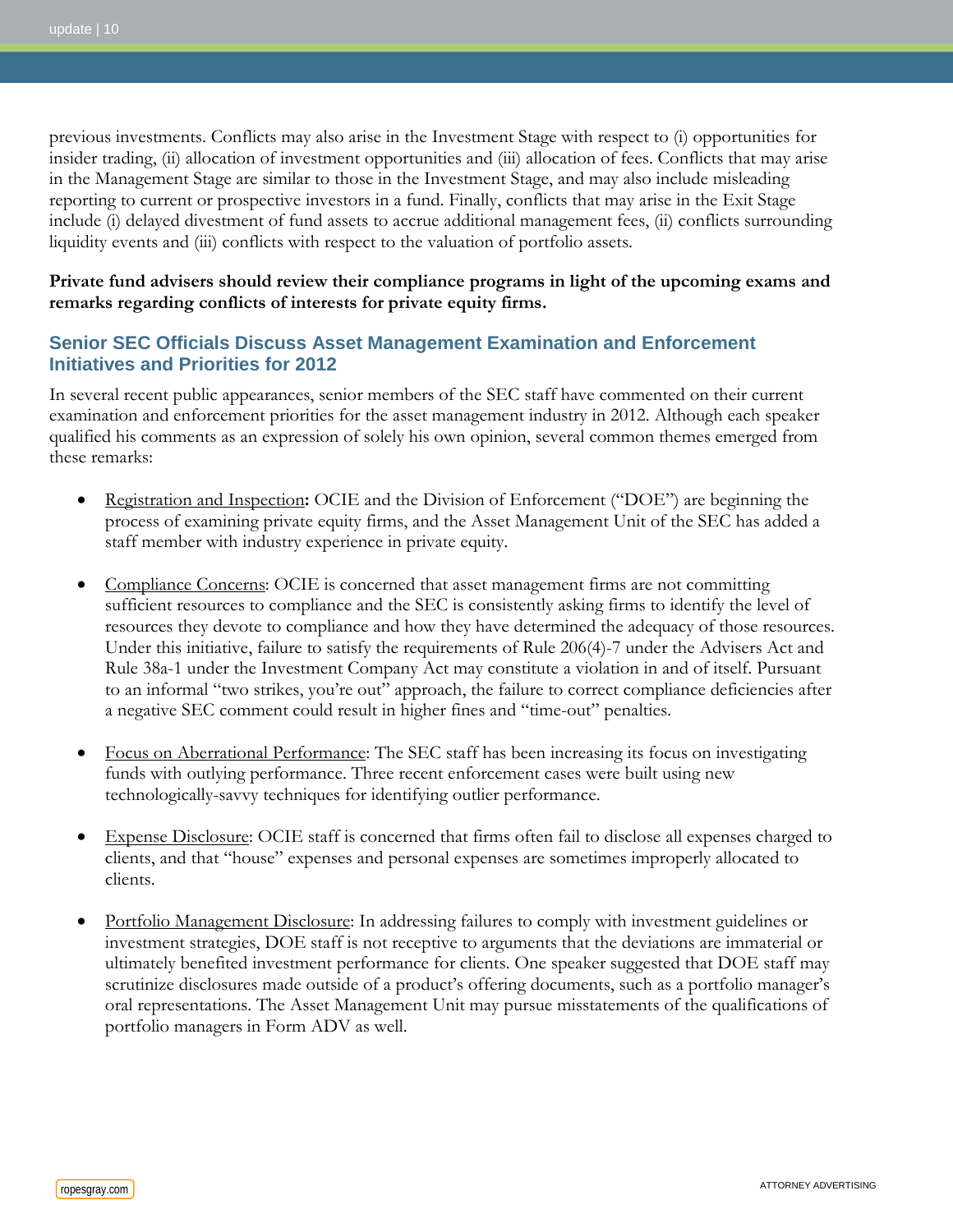previous investments. Conflicts may also arise in the Investment Stage with respect to (i) opportunities for insider trading, (ii) allocation of investment opportunities and (iii) allocation of fees. Conflicts that may arise in the Management Stage are similar to those in the Investment Stage, and may also include misleading reporting to current or prospective investors in a fund. Finally, conflicts that may arise in the Exit Stage include (i) delayed divestment of fund assets to accrue additional management fees, (ii) conflicts surrounding liquidity events and (iii) conflicts with respect to the valuation of portfolio assets.

**Private fund advisers should review their compliance programs in light of the upcoming exams and remarks regarding conflicts of interests for private equity firms.**

## Senior SEC Officials Discuss Asset Management Examination and Enforcement Initiatives and Priorities for 2012

In several recent public appearances, senior members of the SEC staff have commented on their current examination and enforcement priorities for the asset management industry in 2012. Although each speaker qualified his comments as an expression of solely his own opinion, several common themes emerged from these remarks:

- <u>Registration and Inspection</u>**:** OCIE and the Division of Enforcement ("DOE") are beginning the process of examining private equity firms, and the Asset Management Unit of the SEC has added a staff member with industry experience in private equity.

- <u>Compliance Concerns</u>: OCIE is concerned that asset management firms are not committing sufficient resources to compliance and the SEC is consistently asking firms to identify the level of resources they devote to compliance and how they have determined the adequacy of those resources. Under this initiative, failure to satisfy the requirements of Rule 206(4)-7 under the Advisers Act and Rule 38a-1 under the Investment Company Act may constitute a violation in and of itself. Pursuant to an informal "two strikes, you're out" approach, the failure to correct compliance deficiencies after a negative SEC comment could result in higher fines and "time-out" penalties.

- <u>Focus on Aberrational Performance</u>: The SEC staff has been increasing its focus on investigating funds with outlying performance. Three recent enforcement cases were built using new technologically-savvy techniques for identifying outlier performance.

- <u>Expense Disclosure</u>: OCIE staff is concerned that firms often fail to disclose all expenses charged to clients, and that "house" expenses and personal expenses are sometimes improperly allocated to clients.

- <u>Portfolio Management Disclosure</u>: In addressing failures to comply with investment guidelines or investment strategies, DOE staff is not receptive to arguments that the deviations are immaterial or ultimately benefited investment performance for clients. One speaker suggested that DOE staff may scrutinize disclosures made outside of a product's offering documents, such as a portfolio manager's oral representations. The Asset Management Unit may pursue misstatements of the qualifications of portfolio managers in Form ADV as well.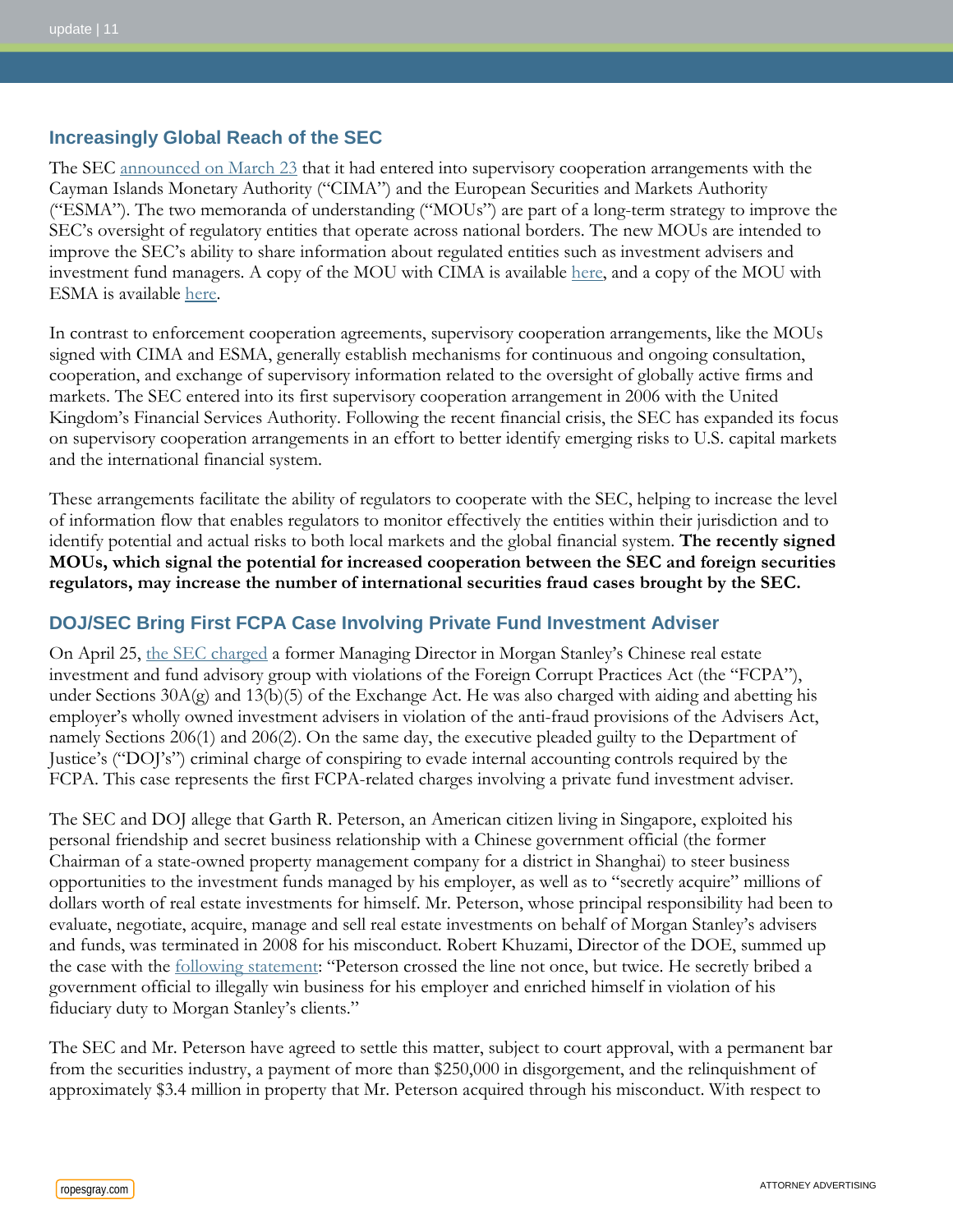## Increasingly Global Reach of the SEC

The SEC announced on March 23 that it had entered into supervisory cooperation arrangements with the Cayman Islands Monetary Authority ("CIMA") and the European Securities and Markets Authority ("ESMA"). The two memoranda of understanding ("MOUs") are part of a long-term strategy to improve the SEC's oversight of regulatory entities that operate across national borders. The new MOUs are intended to improve the SEC's ability to share information about regulated entities such as investment advisers and investment fund managers. A copy of the MOU with CIMA is available here, and a copy of the MOU with ESMA is available here.

In contrast to enforcement cooperation agreements, supervisory cooperation arrangements, like the MOUs signed with CIMA and ESMA, generally establish mechanisms for continuous and ongoing consultation, cooperation, and exchange of supervisory information related to the oversight of globally active firms and markets. The SEC entered into its first supervisory cooperation arrangement in 2006 with the United Kingdom's Financial Services Authority. Following the recent financial crisis, the SEC has expanded its focus on supervisory cooperation arrangements in an effort to better identify emerging risks to U.S. capital markets and the international financial system.

These arrangements facilitate the ability of regulators to cooperate with the SEC, helping to increase the level of information flow that enables regulators to monitor effectively the entities within their jurisdiction and to identify potential and actual risks to both local markets and the global financial system. **The recently signed MOUs, which signal the potential for increased cooperation between the SEC and foreign securities regulators, may increase the number of international securities fraud cases brought by the SEC.**

## DOJ/SEC Bring First FCPA Case Involving Private Fund Investment Adviser

On April 25, the SEC charged a former Managing Director in Morgan Stanley's Chinese real estate investment and fund advisory group with violations of the Foreign Corrupt Practices Act (the "FCPA"), under Sections 30A(g) and 13(b)(5) of the Exchange Act. He was also charged with aiding and abetting his employer's wholly owned investment advisers in violation of the anti-fraud provisions of the Advisers Act, namely Sections 206(1) and 206(2). On the same day, the executive pleaded guilty to the Department of Justice's ("DOJ's") criminal charge of conspiring to evade internal accounting controls required by the FCPA. This case represents the first FCPA-related charges involving a private fund investment adviser.

The SEC and DOJ allege that Garth R. Peterson, an American citizen living in Singapore, exploited his personal friendship and secret business relationship with a Chinese government official (the former Chairman of a state-owned property management company for a district in Shanghai) to steer business opportunities to the investment funds managed by his employer, as well as to "secretly acquire" millions of dollars worth of real estate investments for himself. Mr. Peterson, whose principal responsibility had been to evaluate, negotiate, acquire, manage and sell real estate investments on behalf of Morgan Stanley's advisers and funds, was terminated in 2008 for his misconduct. Robert Khuzami, Director of the DOE, summed up the case with the following statement: "Peterson crossed the line not once, but twice. He secretly bribed a government official to illegally win business for his employer and enriched himself in violation of his fiduciary duty to Morgan Stanley's clients."

The SEC and Mr. Peterson have agreed to settle this matter, subject to court approval, with a permanent bar from the securities industry, a payment of more than $250,000 in disgorgement, and the relinquishment of approximately $3.4 million in property that Mr. Peterson acquired through his misconduct. With respect to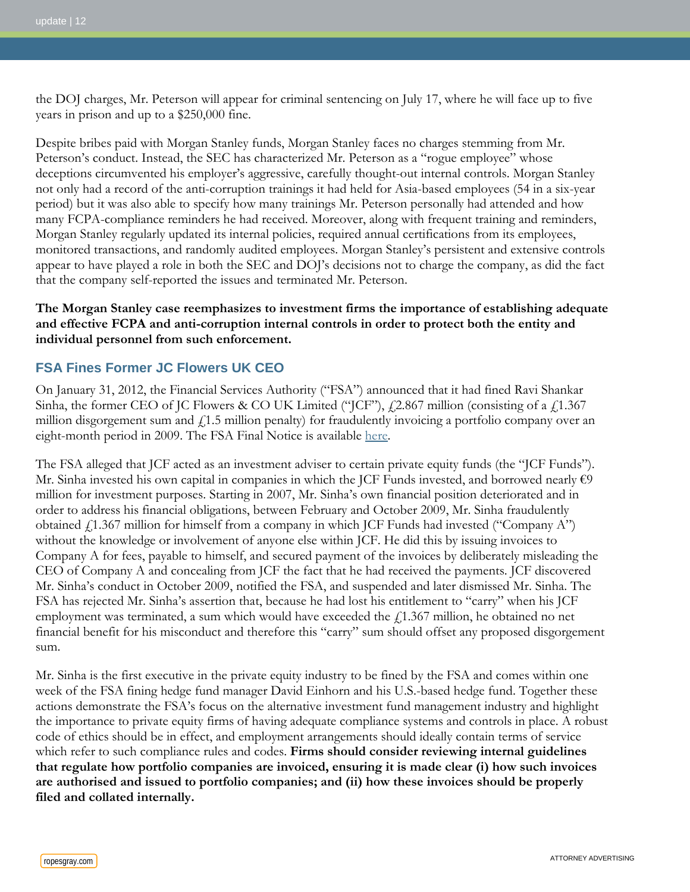the DOJ charges, Mr. Peterson will appear for criminal sentencing on July 17, where he will face up to five years in prison and up to a $250,000 fine.

Despite bribes paid with Morgan Stanley funds, Morgan Stanley faces no charges stemming from Mr. Peterson's conduct. Instead, the SEC has characterized Mr. Peterson as a "rogue employee" whose deceptions circumvented his employer's aggressive, carefully thought-out internal controls. Morgan Stanley not only had a record of the anti-corruption trainings it had held for Asia-based employees (54 in a six-year period) but it was also able to specify how many trainings Mr. Peterson personally had attended and how many FCPA-compliance reminders he had received. Moreover, along with frequent training and reminders, Morgan Stanley regularly updated its internal policies, required annual certifications from its employees, monitored transactions, and randomly audited employees. Morgan Stanley's persistent and extensive controls appear to have played a role in both the SEC and DOJ's decisions not to charge the company, as did the fact that the company self-reported the issues and terminated Mr. Peterson.

**The Morgan Stanley case reemphasizes to investment firms the importance of establishing adequate and effective FCPA and anti-corruption internal controls in order to protect both the entity and individual personnel from such enforcement.**

## FSA Fines Former JC Flowers UK CEO

On January 31, 2012, the Financial Services Authority ("FSA") announced that it had fined Ravi Shankar Sinha, the former CEO of JC Flowers & CO UK Limited ("JCF"), £2.867 million (consisting of a £1.367 million disgorgement sum and £1.5 million penalty) for fraudulently invoicing a portfolio company over an eight-month period in 2009. The FSA Final Notice is available here.

The FSA alleged that JCF acted as an investment adviser to certain private equity funds (the "JCF Funds"). Mr. Sinha invested his own capital in companies in which the JCF Funds invested, and borrowed nearly €9 million for investment purposes. Starting in 2007, Mr. Sinha's own financial position deteriorated and in order to address his financial obligations, between February and October 2009, Mr. Sinha fraudulently obtained £1.367 million for himself from a company in which JCF Funds had invested ("Company A") without the knowledge or involvement of anyone else within JCF. He did this by issuing invoices to Company A for fees, payable to himself, and secured payment of the invoices by deliberately misleading the CEO of Company A and concealing from JCF the fact that he had received the payments. JCF discovered Mr. Sinha's conduct in October 2009, notified the FSA, and suspended and later dismissed Mr. Sinha. The FSA has rejected Mr. Sinha's assertion that, because he had lost his entitlement to "carry" when his JCF employment was terminated, a sum which would have exceeded the £1.367 million, he obtained no net financial benefit for his misconduct and therefore this "carry" sum should offset any proposed disgorgement sum.

Mr. Sinha is the first executive in the private equity industry to be fined by the FSA and comes within one week of the FSA fining hedge fund manager David Einhorn and his U.S.-based hedge fund. Together these actions demonstrate the FSA's focus on the alternative investment fund management industry and highlight the importance to private equity firms of having adequate compliance systems and controls in place. A robust code of ethics should be in effect, and employment arrangements should ideally contain terms of service which refer to such compliance rules and codes. **Firms should consider reviewing internal guidelines that regulate how portfolio companies are invoiced, ensuring it is made clear (i) how such invoices are authorised and issued to portfolio companies; and (ii) how these invoices should be properly filed and collated internally.**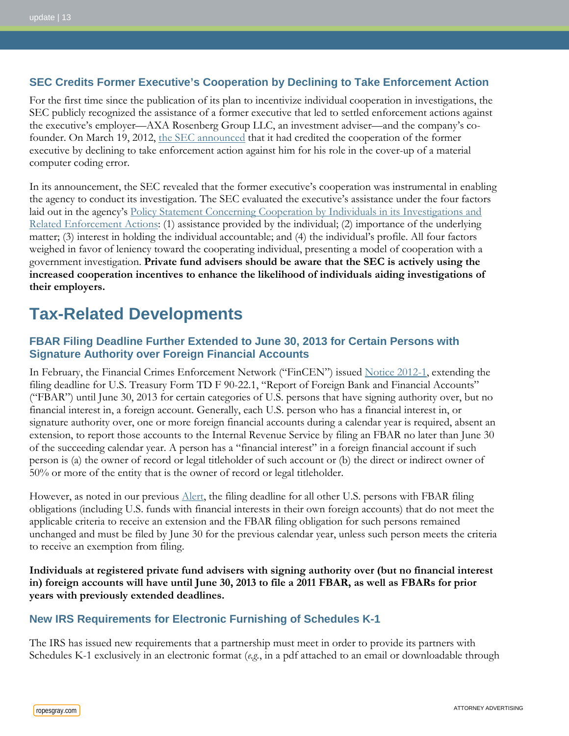### SEC Credits Former Executive's Cooperation by Declining to Take Enforcement Action

For the first time since the publication of its plan to incentivize individual cooperation in investigations, the SEC publicly recognized the assistance of a former executive that led to settled enforcement actions against the executive's employer—AXA Rosenberg Group LLC, an investment adviser—and the company's co-founder. On March 19, 2012, the SEC announced that it had credited the cooperation of the former executive by declining to take enforcement action against him for his role in the cover-up of a material computer coding error.

In its announcement, the SEC revealed that the former executive's cooperation was instrumental in enabling the agency to conduct its investigation. The SEC evaluated the executive's assistance under the four factors laid out in the agency's Policy Statement Concerning Cooperation by Individuals in its Investigations and Related Enforcement Actions: (1) assistance provided by the individual; (2) importance of the underlying matter; (3) interest in holding the individual accountable; and (4) the individual's profile. All four factors weighed in favor of leniency toward the cooperating individual, presenting a model of cooperation with a government investigation. **Private fund advisers should be aware that the SEC is actively using the increased cooperation incentives to enhance the likelihood of individuals aiding investigations of their employers.**

## Tax-Related Developments

### FBAR Filing Deadline Further Extended to June 30, 2013 for Certain Persons with Signature Authority over Foreign Financial Accounts

In February, the Financial Crimes Enforcement Network ("FinCEN") issued Notice 2012-1, extending the filing deadline for U.S. Treasury Form TD F 90-22.1, "Report of Foreign Bank and Financial Accounts" ("FBAR") until June 30, 2013 for certain categories of U.S. persons that have signing authority over, but no financial interest in, a foreign account. Generally, each U.S. person who has a financial interest in, or signature authority over, one or more foreign financial accounts during a calendar year is required, absent an extension, to report those accounts to the Internal Revenue Service by filing an FBAR no later than June 30 of the succeeding calendar year. A person has a "financial interest" in a foreign financial account if such person is (a) the owner of record or legal titleholder of such account or (b) the direct or indirect owner of 50% or more of the entity that is the owner of record or legal titleholder.

However, as noted in our previous Alert, the filing deadline for all other U.S. persons with FBAR filing obligations (including U.S. funds with financial interests in their own foreign accounts) that do not meet the applicable criteria to receive an extension and the FBAR filing obligation for such persons remained unchanged and must be filed by June 30 for the previous calendar year, unless such person meets the criteria to receive an exemption from filing.

**Individuals at registered private fund advisers with signing authority over (but no financial interest in) foreign accounts will have until June 30, 2013 to file a 2011 FBAR, as well as FBARs for prior years with previously extended deadlines.**

### New IRS Requirements for Electronic Furnishing of Schedules K-1

The IRS has issued new requirements that a partnership must meet in order to provide its partners with Schedules K-1 exclusively in an electronic format (*e.g.*, in a pdf attached to an email or downloadable through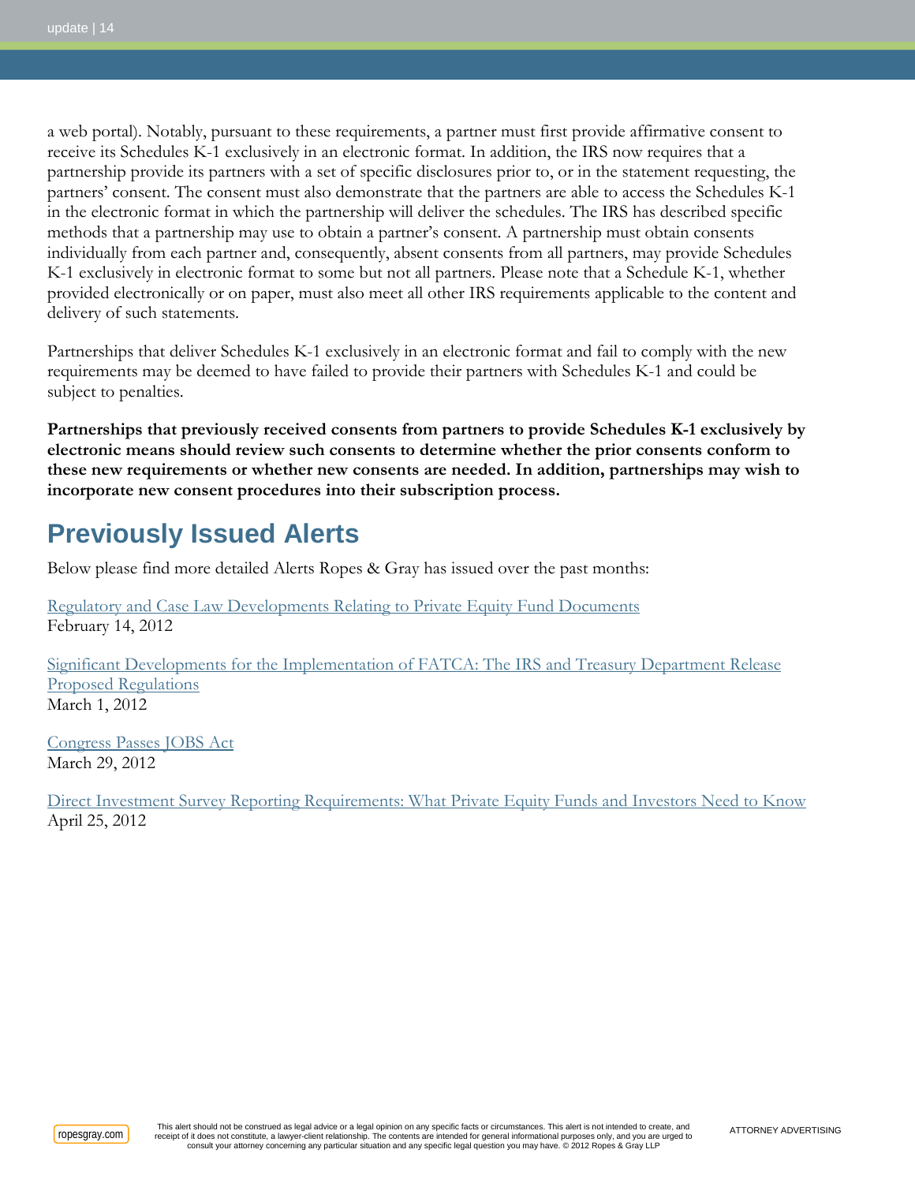a web portal). Notably, pursuant to these requirements, a partner must first provide affirmative consent to receive its Schedules K-1 exclusively in an electronic format. In addition, the IRS now requires that a partnership provide its partners with a set of specific disclosures prior to, or in the statement requesting, the partners' consent. The consent must also demonstrate that the partners are able to access the Schedules K-1 in the electronic format in which the partnership will deliver the schedules. The IRS has described specific methods that a partnership may use to obtain a partner's consent. A partnership must obtain consents individually from each partner and, consequently, absent consents from all partners, may provide Schedules K-1 exclusively in electronic format to some but not all partners. Please note that a Schedule K-1, whether provided electronically or on paper, must also meet all other IRS requirements applicable to the content and delivery of such statements.

Partnerships that deliver Schedules K-1 exclusively in an electronic format and fail to comply with the new requirements may be deemed to have failed to provide their partners with Schedules K-1 and could be subject to penalties.

**Partnerships that previously received consents from partners to provide Schedules K-1 exclusively by electronic means should review such consents to determine whether the prior consents conform to these new requirements or whether new consents are needed. In addition, partnerships may wish to incorporate new consent procedures into their subscription process.**

## Previously Issued Alerts

Below please find more detailed Alerts Ropes & Gray has issued over the past months:

Regulatory and Case Law Developments Relating to Private Equity Fund Documents
February 14, 2012

Significant Developments for the Implementation of FATCA: The IRS and Treasury Department Release Proposed Regulations
March 1, 2012

Congress Passes JOBS Act
March 29, 2012

Direct Investment Survey Reporting Requirements: What Private Equity Funds and Investors Need to Know
April 25, 2012

ropesgray.com

This alert should not be construed as legal advice or a legal opinion on any specific facts or circumstances. This alert is not intended to create, and receipt of it does not constitute, a lawyer-client relationship. The contents are intended for general informational purposes only, and you are urged to consult your attorney concerning any particular situation and any specific legal question you may have. © 2012 Ropes & Gray LLP

ATTORNEY ADVERTISING